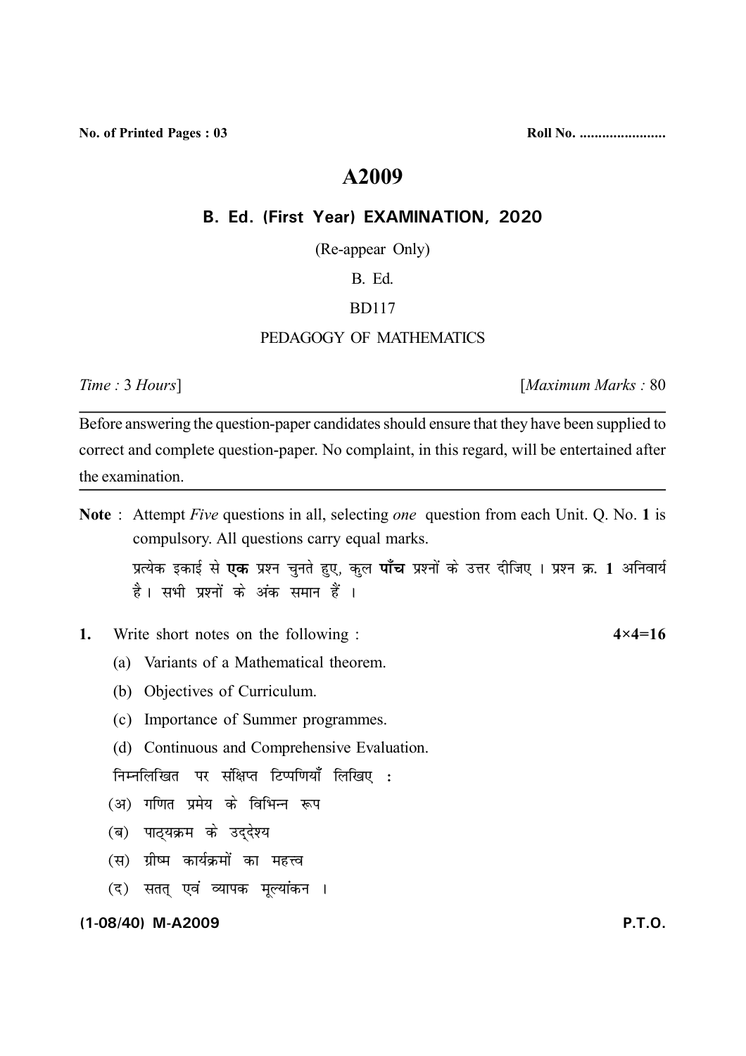No. of Printed Pages : 03 **Roll No. .......................**

# A2009

## B. Ed. (First Year) EXAMINATION, 2020

(Re-appear Only)

B. Ed.

BD117

PEDAGOGY OF MATHEMATICS

*Time :* 3 *Hours*] [*Maximum Marks :* 80

Before answering the question-paper candidates should ensure that they have been supplied to correct and complete question-paper. No complaint, in this regard, will be entertained after the examination.

**Note** : Attempt *Five* questions in all, selecting *one* question from each Unit. Q. No. **1** is compulsory. All questions carry equal marks.

प्रत्येक इकाई से **एक** प्रश्न चुनते हुए, कुल **पाँच** प्रश्नों के उत्तर दीजिए । प्रश्न क्र. **1** अनिवार्य है। सभी प्रश्नों के अंक समान हैं ।

**1.** Write short notes on the following : **4×4=16**

(a) Variants of a Mathematical theorem.

(b) Objectives of Curriculum.

(c) Importance of Summer programmes.

(d) Continuous and Comprehensive Evaluation.

निम्नलिखित पर संक्षिप्त टिप्पणियाँ लिखिए :

(अ) गणित प्रमेय के विभिन्न रूप

(ब) पाठ्यक्रम के उद्देश्य

(स) ग्रीष्म कार्यक्रमों का महत्त्व

(द) सतत् एवं व्यापक मूल्यांकन ।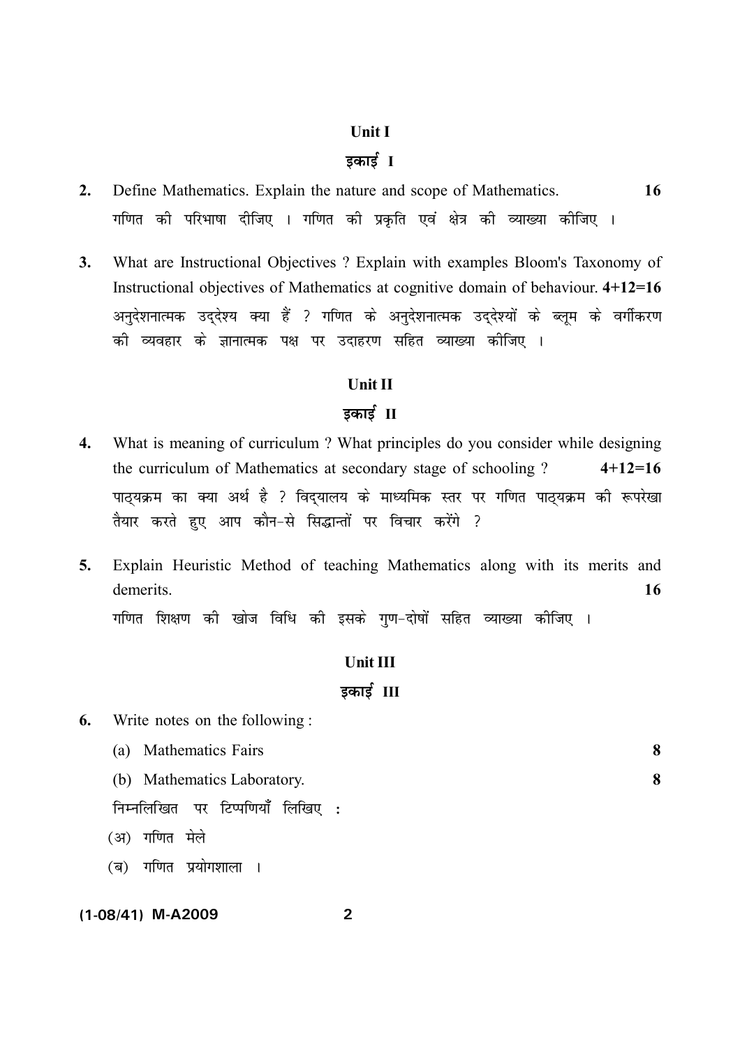## Unit I

## इकाई I

**2.** Define Mathematics. Explain the nature and scope of Mathematics. **16**

गणित की परिभाषा दीजिए । गणित की प्रकृति एवं क्षेत्र की व्याख्या कीजिए ।

**3.** What are Instructional Objectives ? Explain with examples Bloom's Taxonomy of Instructional objectives of Mathematics at cognitive domain of behaviour. **4+12=16**

अनुदेशनात्मक उद्देश्य क्या हैं ? गणित के अनुदेशनात्मक उद्देश्यों के ब्लूम के वर्गीकरण की व्यवहार के ज्ञानात्मक पक्ष पर उदाहरण सहित व्याख्या कीजिए ।

## Unit II

## इकाई II

**4.** What is meaning of curriculum ? What principles do you consider while designing the curriculum of Mathematics at secondary stage of schooling ? **4+12=16**

पाठ्यक्रम का क्या अर्थ है ? विद्यालय के माध्यमिक स्तर पर गणित पाठ्यक्रम की रूपरेखा तैयार करते हुए आप कौन-से सिद्धान्तों पर विचार करेंगे ?

**5.** Explain Heuristic Method of teaching Mathematics along with its merits and demerits. **16**

गणित शिक्षण की खोज विधि की इसके गुण-दोषों सहित व्याख्या कीजिए ।

## Unit III

## इकाई III

**6.** Write notes on the following :

(a) Mathematics Fairs **8**

(b) Mathematics Laboratory. **8**

निम्नलिखित पर टिप्पणियाँ लिखिए :

(अ) गणित मेले

(ब) गणित प्रयोगशाला ।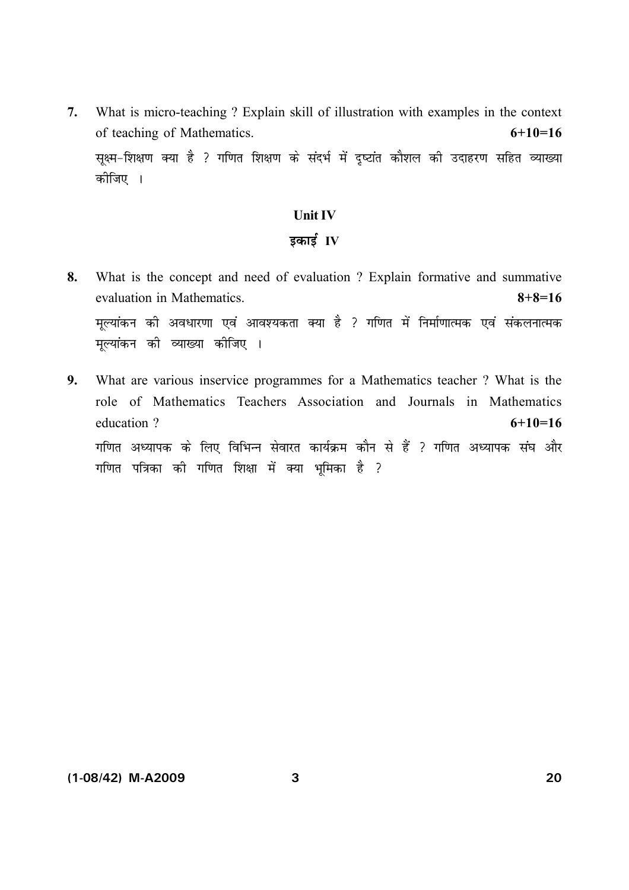**7.** What is micro-teaching ? Explain skill of illustration with examples in the context of teaching of Mathematics. **6+10=16**

सूक्ष्म-शिक्षण क्या है ? गणित शिक्षण के संदर्भ में दृष्टांत कौशल की उदाहरण सहित व्याख्या कीजिए ।

## Unit IV

## इकाई IV

**8.** What is the concept and need of evaluation ? Explain formative and summative evaluation in Mathematics. **8+8=16**

मूल्यांकन की अवधारणा एवं आवश्यकता क्या है ? गणित में निर्माणात्मक एवं संकलनात्मक मूल्यांकन की व्याख्या कीजिए ।

**9.** What are various inservice programmes for a Mathematics teacher ? What is the role of Mathematics Teachers Association and Journals in Mathematics education ? **6+10=16**

गणित अध्यापक के लिए विभिन्न सेवारत कार्यक्रम कौन से हैं ? गणित अध्यापक संघ और गणित पत्रिका की गणित शिक्षा में क्या भूमिका है ?

(1-08/42) M-A2009 20